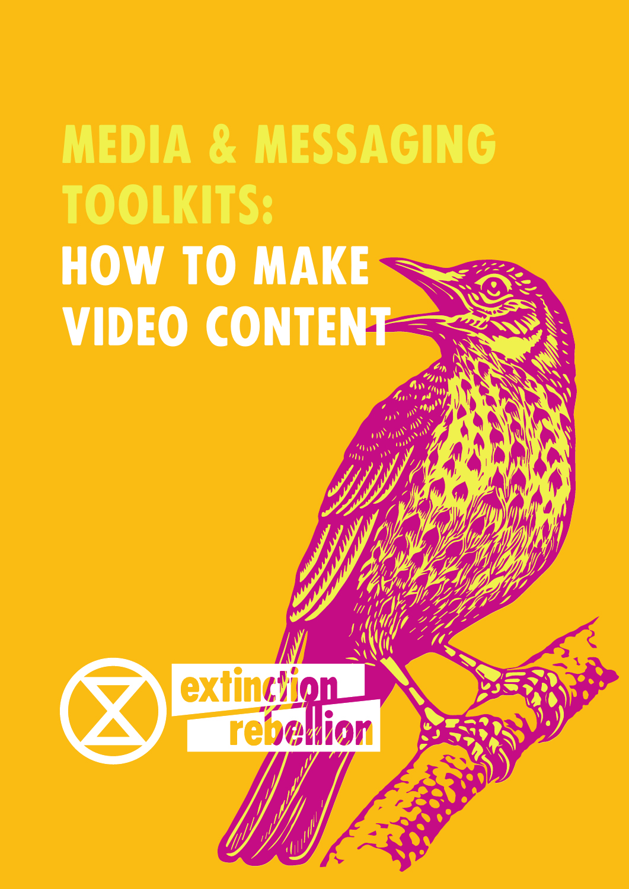# MEDIA & MESSAGING TOOLKITS: HOW TO MAKE VIDEO CONTENT

extinction rebellion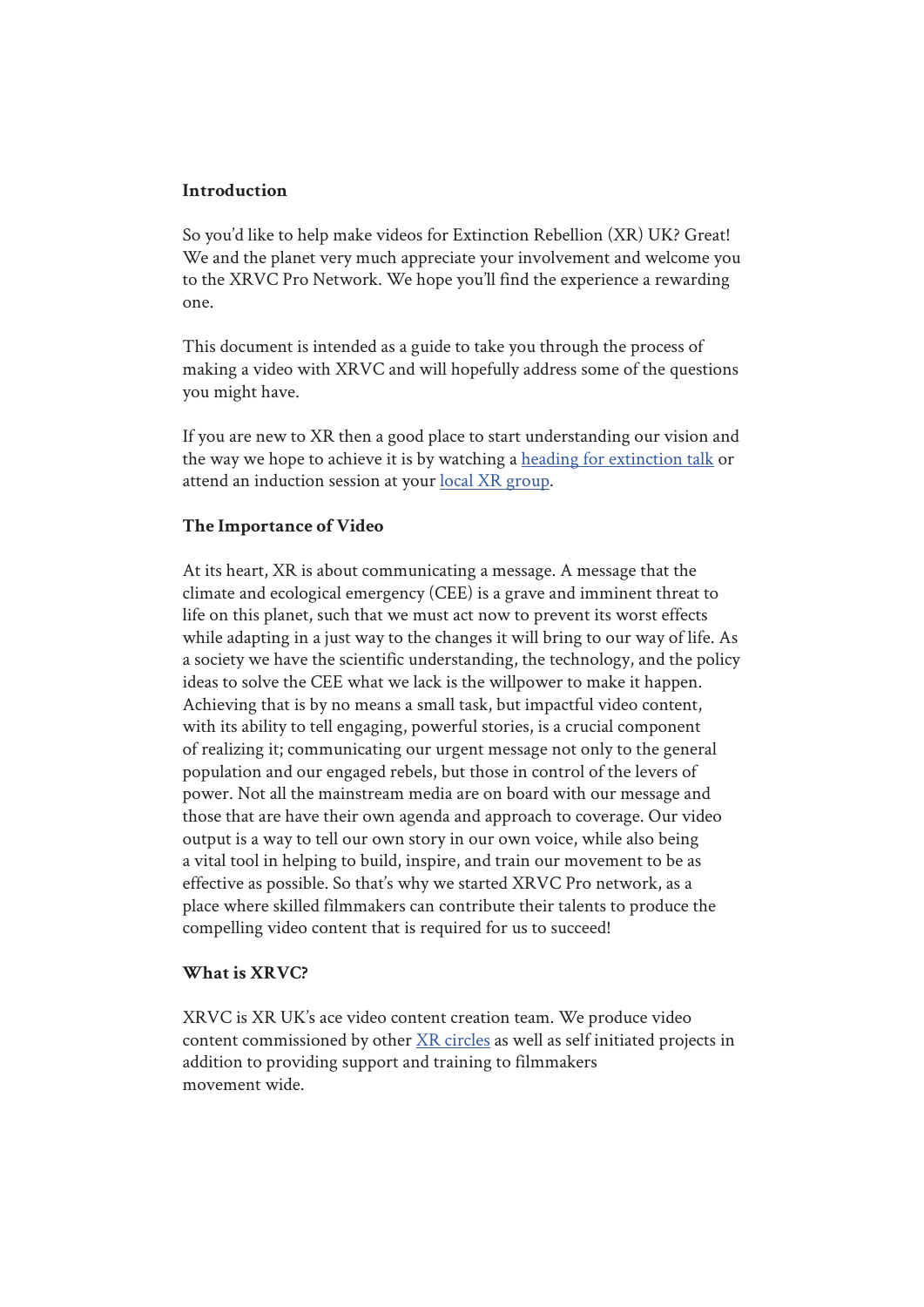**Introduction**

So you'd like to help make videos for Extinction Rebellion (XR) UK? Great! We and the planet very much appreciate your involvement and welcome you to the XRVC Pro Network. We hope you'll find the experience a rewarding one.

This document is intended as a guide to take you through the process of making a video with XRVC and will hopefully address some of the questions you might have.

If you are new to XR then a good place to start understanding our vision and the way we hope to achieve it is by watching a heading for extinction talk or attend an induction session at your local XR group.

**The Importance of Video**

At its heart, XR is about communicating a message. A message that the climate and ecological emergency (CEE) is a grave and imminent threat to life on this planet, such that we must act now to prevent its worst effects while adapting in a just way to the changes it will bring to our way of life. As a society we have the scientific understanding, the technology, and the policy ideas to solve the CEE what we lack is the willpower to make it happen. Achieving that is by no means a small task, but impactful video content, with its ability to tell engaging, powerful stories, is a crucial component of realizing it; communicating our urgent message not only to the general population and our engaged rebels, but those in control of the levers of power. Not all the mainstream media are on board with our message and those that are have their own agenda and approach to coverage. Our video output is a way to tell our own story in our own voice, while also being a vital tool in helping to build, inspire, and train our movement to be as effective as possible. So that's why we started XRVC Pro network, as a place where skilled filmmakers can contribute their talents to produce the compelling video content that is required for us to succeed!

**What is XRVC?**

XRVC is XR UK's ace video content creation team. We produce video content commissioned by other XR circles as well as self initiated projects in addition to providing support and training to filmmakers movement wide.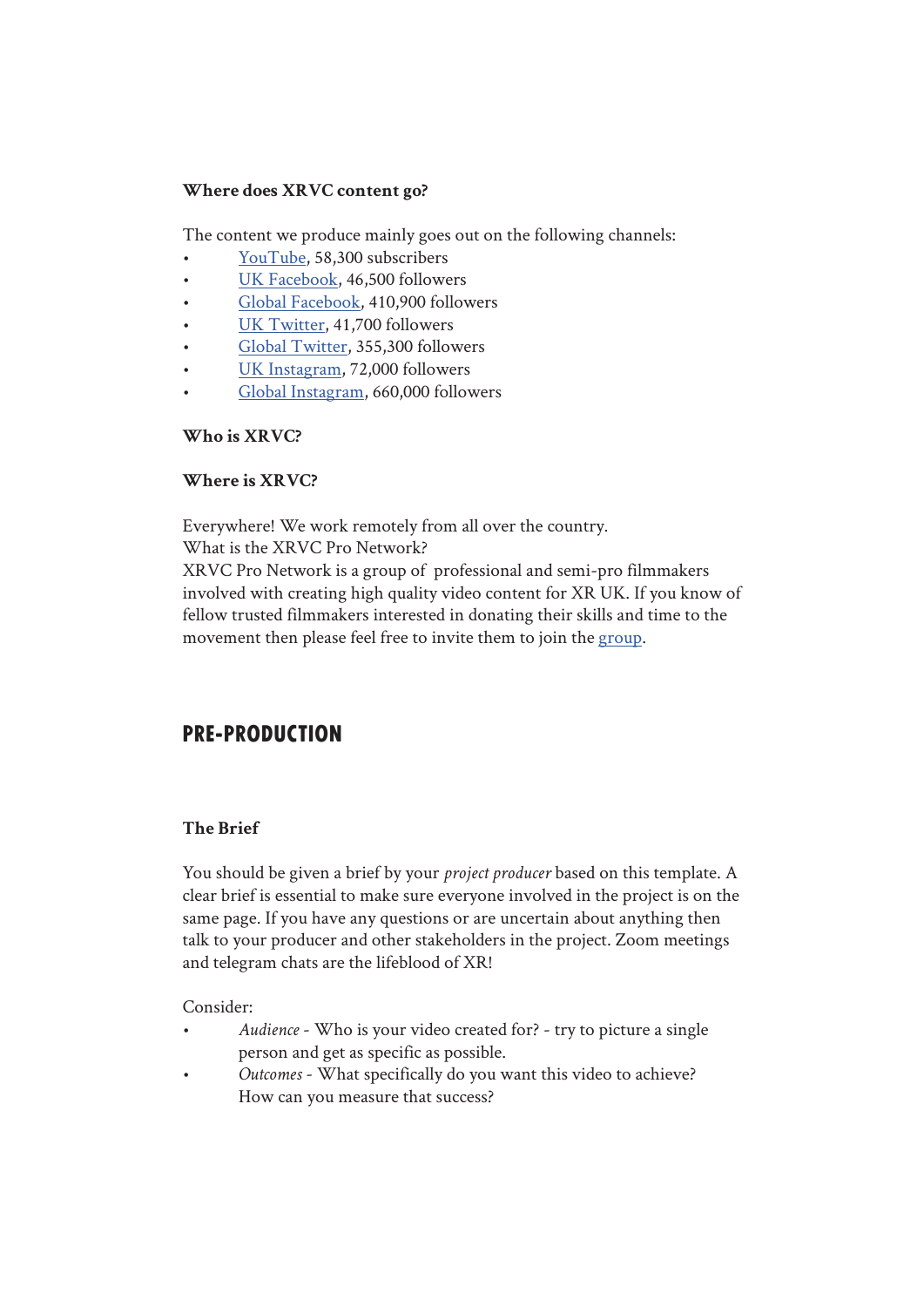**Where does XRVC content go?**

The content we produce mainly goes out on the following channels:

- YouTube, 58,300 subscribers
- UK Facebook, 46,500 followers
- Global Facebook, 410,900 followers
- UK Twitter, 41,700 followers
- Global Twitter, 355,300 followers
- UK Instagram, 72,000 followers
- Global Instagram, 660,000 followers

**Who is XRVC?**

**Where is XRVC?**

Everywhere! We work remotely from all over the country.
What is the XRVC Pro Network?
XRVC Pro Network is a group of professional and semi-pro filmmakers involved with creating high quality video content for XR UK. If you know of fellow trusted filmmakers interested in donating their skills and time to the movement then please feel free to invite them to join the group.

## PRE-PRODUCTION

**The Brief**

You should be given a brief by your *project producer* based on this template. A clear brief is essential to make sure everyone involved in the project is on the same page. If you have any questions or are uncertain about anything then talk to your producer and other stakeholders in the project. Zoom meetings and telegram chats are the lifeblood of XR!

Consider:

- *Audience* - Who is your video created for? - try to picture a single person and get as specific as possible.
- *Outcomes* - What specifically do you want this video to achieve? How can you measure that success?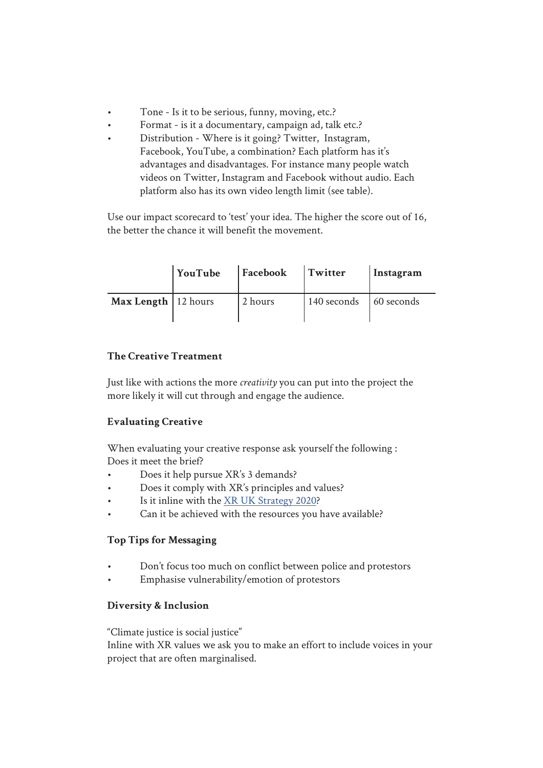- Tone - Is it to be serious, funny, moving, etc.?
- Format - is it a documentary, campaign ad, talk etc.?
- Distribution - Where is it going? Twitter, Instagram, Facebook, YouTube, a combination? Each platform has it's advantages and disadvantages. For instance many people watch videos on Twitter, Instagram and Facebook without audio. Each platform also has its own video length limit (see table).

Use our impact scorecard to 'test' your idea. The higher the score out of 16, the better the chance it will benefit the movement.

| | **YouTube** | **Facebook** | **Twitter** | **Instagram** |
|---|---|---|---|---|
| **Max Length** | 12 hours | 2 hours | 140 seconds | 60 seconds |

### The Creative Treatment

Just like with actions the more *creativity* you can put into the project the more likely it will cut through and engage the audience.

### Evaluating Creative

When evaluating your creative response ask yourself the following :
Does it meet the brief?

- Does it help pursue XR's 3 demands?
- Does it comply with XR's principles and values?
- Is it inline with the [XR UK Strategy 2020]?
- Can it be achieved with the resources you have available?

### Top Tips for Messaging

- Don't focus too much on conflict between police and protestors
- Emphasise vulnerability/emotion of protestors

### Diversity & Inclusion

"Climate justice is social justice"
Inline with XR values we ask you to make an effort to include voices in your project that are often marginalised.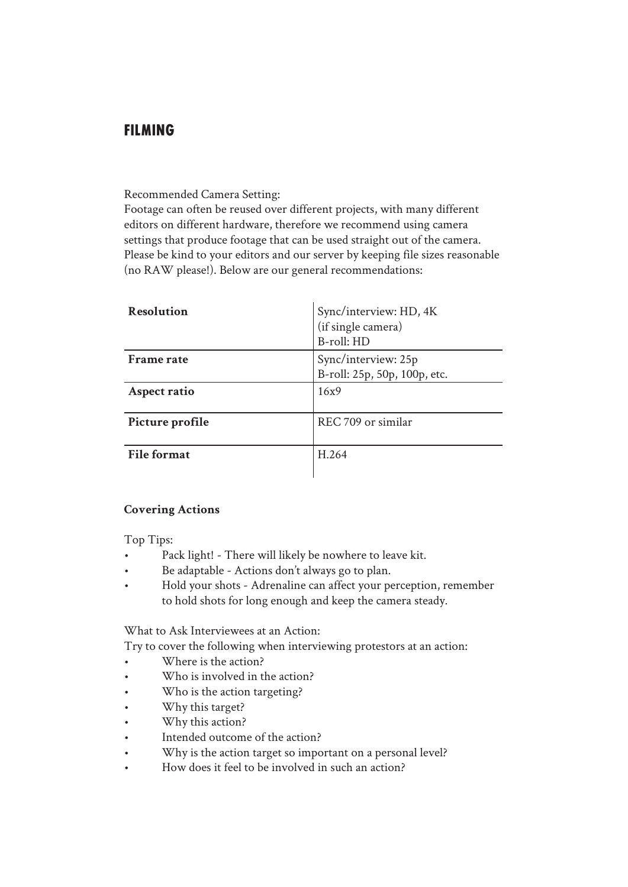## FILMING

Recommended Camera Setting:
Footage can often be reused over different projects, with many different editors on different hardware, therefore we recommend using camera settings that produce footage that can be used straight out of the camera. Please be kind to your editors and our server by keeping file sizes reasonable (no RAW please!). Below are our general recommendations:

| | |
|---|---|
| **Resolution** | Sync/interview: HD, 4K (if single camera)<br>B-roll: HD |
| **Frame rate** | Sync/interview: 25p<br>B-roll: 25p, 50p, 100p, etc. |
| **Aspect ratio** | 16x9 |
| **Picture profile** | REC 709 or similar |
| **File format** | H.264 |

**Covering Actions**

Top Tips:

- Pack light! - There will likely be nowhere to leave kit.
- Be adaptable - Actions don't always go to plan.
- Hold your shots - Adrenaline can affect your perception, remember to hold shots for long enough and keep the camera steady.

What to Ask Interviewees at an Action:
Try to cover the following when interviewing protestors at an action:

- Where is the action?
- Who is involved in the action?
- Who is the action targeting?
- Why this target?
- Why this action?
- Intended outcome of the action?
- Why is the action target so important on a personal level?
- How does it feel to be involved in such an action?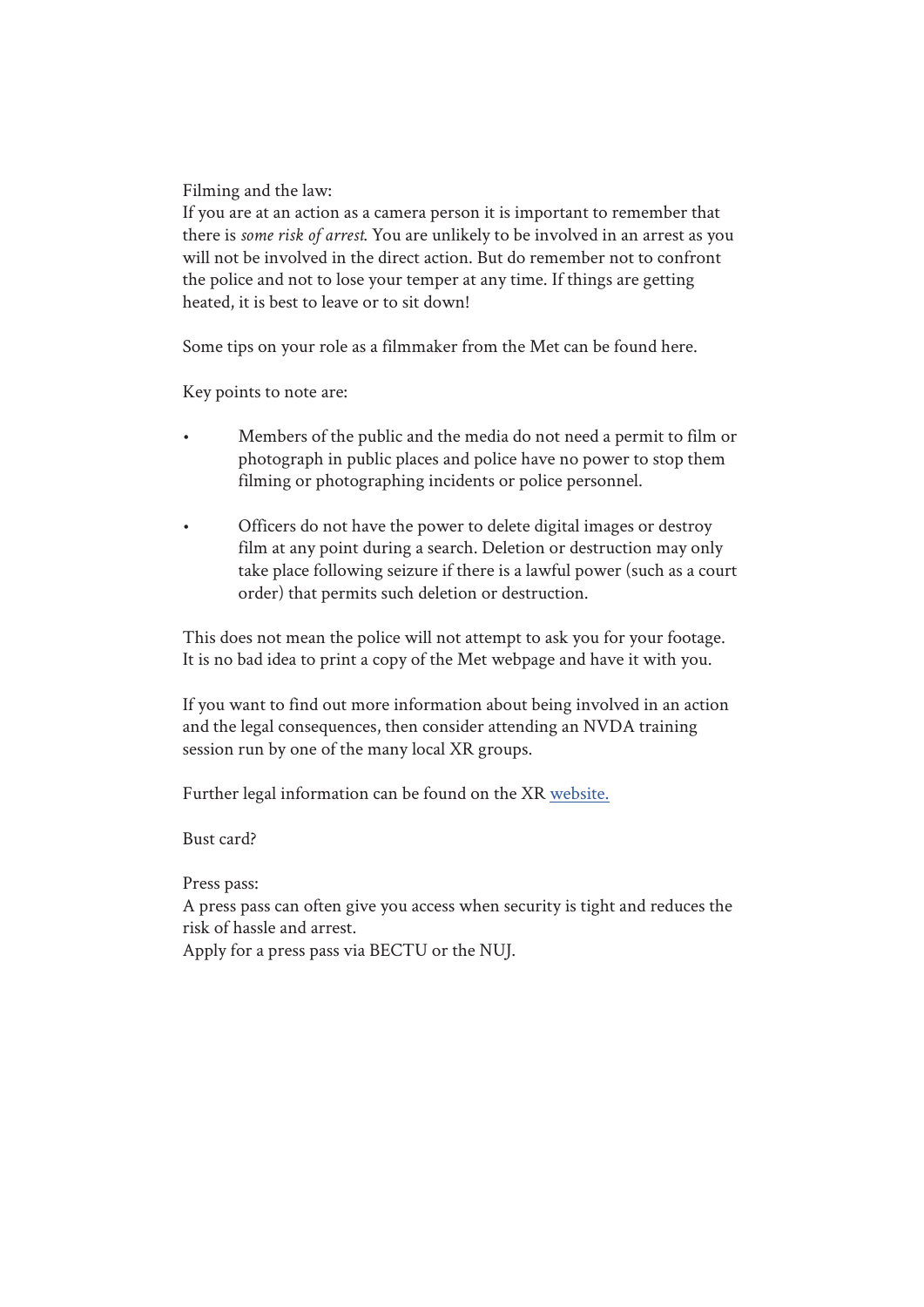Filming and the law:
If you are at an action as a camera person it is important to remember that there is *some risk of arrest*. You are unlikely to be involved in an arrest as you will not be involved in the direct action. But do remember not to confront the police and not to lose your temper at any time. If things are getting heated, it is best to leave or to sit down!

Some tips on your role as a filmmaker from the Met can be found here.

Key points to note are:

- Members of the public and the media do not need a permit to film or photograph in public places and police have no power to stop them filming or photographing incidents or police personnel.

- Officers do not have the power to delete digital images or destroy film at any point during a search. Deletion or destruction may only take place following seizure if there is a lawful power (such as a court order) that permits such deletion or destruction.

This does not mean the police will not attempt to ask you for your footage. It is no bad idea to print a copy of the Met webpage and have it with you.

If you want to find out more information about being involved in an action and the legal consequences, then consider attending an NVDA training session run by one of the many local XR groups.

Further legal information can be found on the XR website.

Bust card?

Press pass:
A press pass can often give you access when security is tight and reduces the risk of hassle and arrest.
Apply for a press pass via BECTU or the NUJ.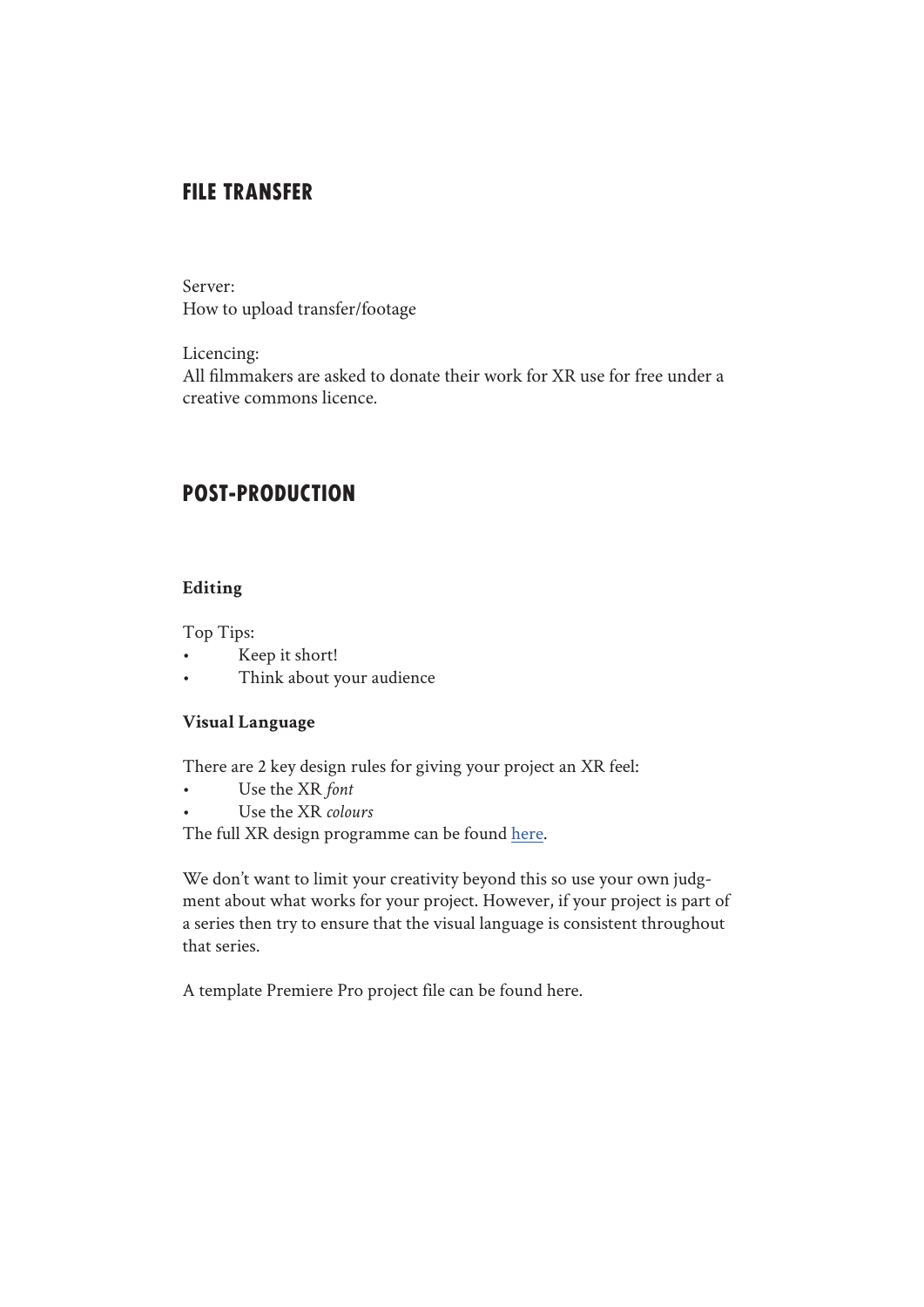## FILE TRANSFER

Server:
How to upload transfer/footage

Licencing:
All filmmakers are asked to donate their work for XR use for free under a creative commons licence.

## POST-PRODUCTION

**Editing**

Top Tips:

- Keep it short!
- Think about your audience

**Visual Language**

There are 2 key design rules for giving your project an XR feel:

- Use the XR *font*
- Use the XR *colours*

The full XR design programme can be found here.

We don't want to limit your creativity beyond this so use your own judgment about what works for your project. However, if your project is part of a series then try to ensure that the visual language is consistent throughout that series.

A template Premiere Pro project file can be found here.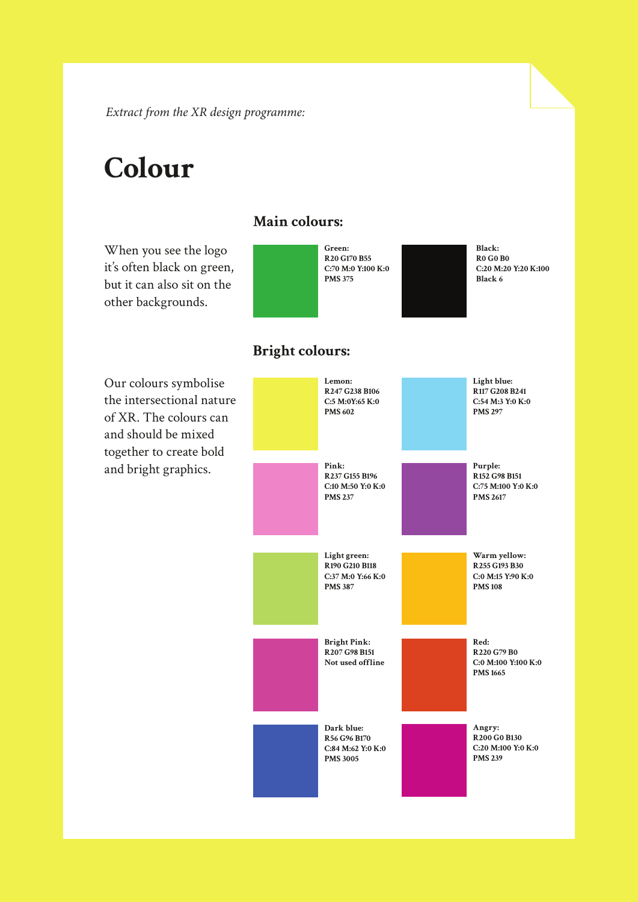*Extract from the XR design programme:*

# Colour

## Main colours:

When you see the logo it's often black on green, but it can also sit on the other backgrounds.

**Green:**
**R20 G170 B55**
**C:70 M:0 Y:100 K:0**
**PMS 375**

**Black:**
**R0 G0 B0**
**C:20 M:20 Y:20 K:100**
**Black 6**

## Bright colours:

Our colours symbolise the intersectional nature of XR. The colours can and should be mixed together to create bold and bright graphics.

**Lemon:**
**R247 G238 B106**
**C:5 M:0Y:65 K:0**
**PMS 602**

**Light blue:**
**R117 G208 B241**
**C:54 M:3 Y:0 K:0**
**PMS 297**

**Pink:**
**R237 G155 B196**
**C:10 M:50 Y:0 K:0**
**PMS 237**

**Purple:**
**R152 G98 B151**
**C:75 M:100 Y:0 K:0**
**PMS 2617**

**Light green:**
**R190 G210 B118**
**C:37 M:0 Y:66 K:0**
**PMS 387**

**Warm yellow:**
**R255 G193 B30**
**C:0 M:15 Y:90 K:0**
**PMS 108**

**Bright Pink:**
**R207 G98 B151**
**Not used offline**

**Red:**
**R220 G79 B0**
**C:0 M:100 Y:100 K:0**
**PMS 1665**

**Dark blue:**
**R56 G96 B170**
**C:84 M:62 Y:0 K:0**
**PMS 3005**

**Angry:**
**R200 G0 B130**
**C:20 M:100 Y:0 K:0**
**PMS 239**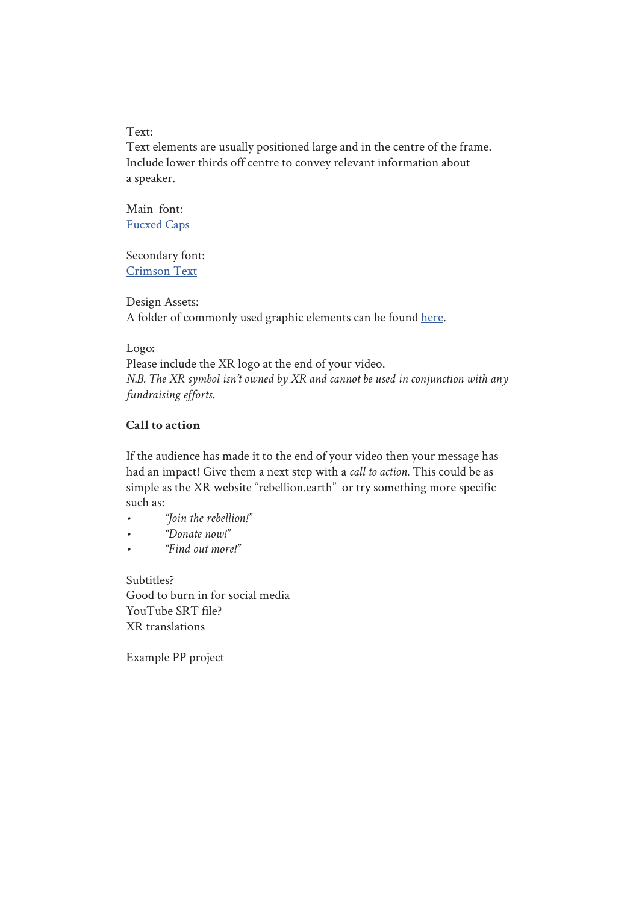Text:
Text elements are usually positioned large and in the centre of the frame. Include lower thirds off centre to convey relevant information about a speaker.

Main font:
Fucxed Caps

Secondary font:
Crimson Text

Design Assets:
A folder of commonly used graphic elements can be found here.

Logo**:**
Please include the XR logo at the end of your video.
*N.B. The XR symbol isn't owned by XR and cannot be used in conjunction with any fundraising efforts.*

**Call to action**

If the audience has made it to the end of your video then your message has had an impact! Give them a next step with a *call to action*. This could be as simple as the XR website "rebellion.earth" or try something more specific such as:

- *"Join the rebellion!"*
- *"Donate now!"*
- *"Find out more!"*

Subtitles?
Good to burn in for social media
YouTube SRT file?
XR translations

Example PP project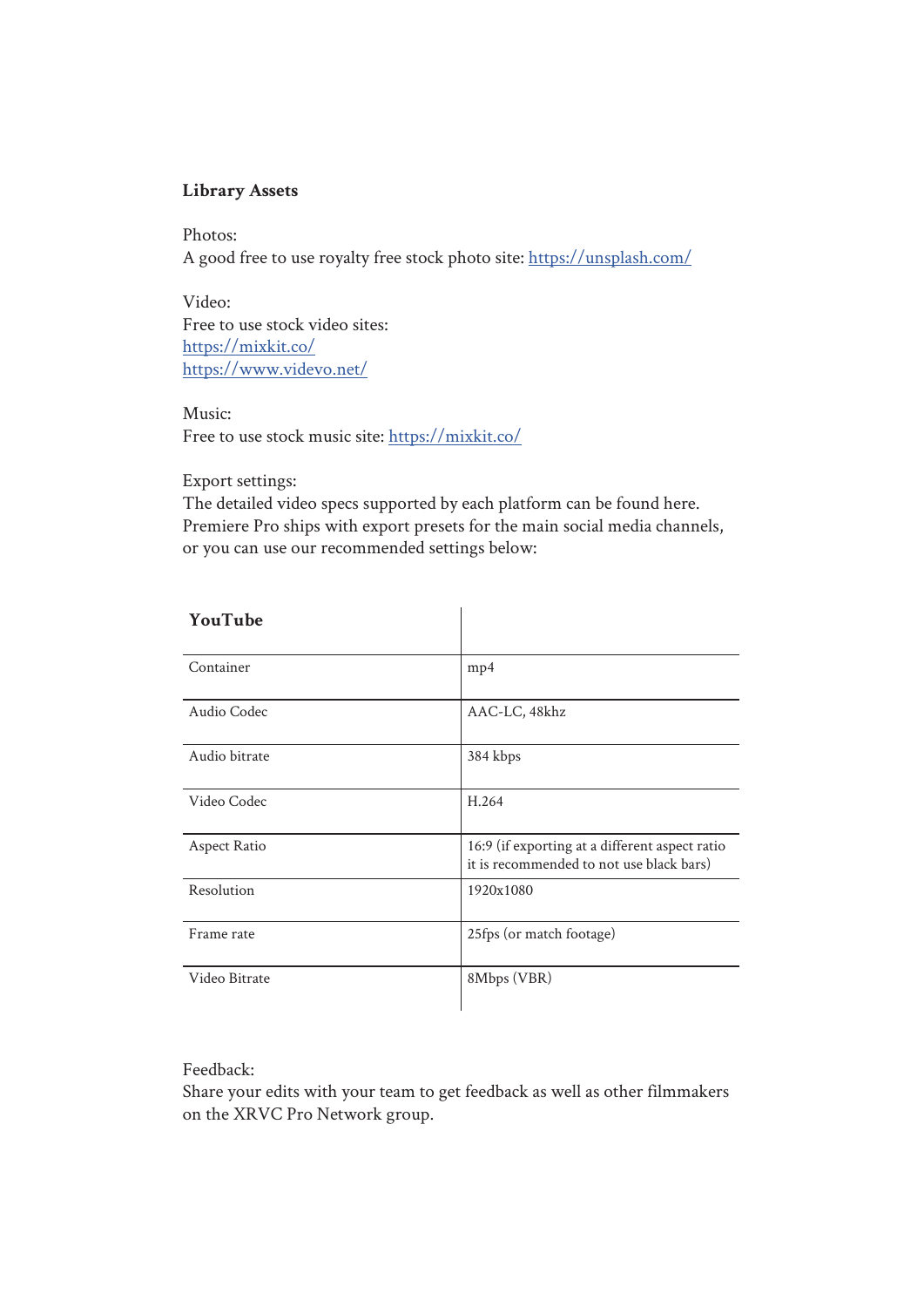**Library Assets**

Photos:
A good free to use royalty free stock photo site: https://unsplash.com/

Video:
Free to use stock video sites:
https://mixkit.co/
https://www.videvo.net/

Music:
Free to use stock music site: https://mixkit.co/

Export settings:
The detailed video specs supported by each platform can be found here. Premiere Pro ships with export presets for the main social media channels, or you can use our recommended settings below:

| **YouTube** | |
|---|---|
| Container | mp4 |
| Audio Codec | AAC-LC, 48khz |
| Audio bitrate | 384 kbps |
| Video Codec | H.264 |
| Aspect Ratio | 16:9 (if exporting at a different aspect ratio it is recommended to not use black bars) |
| Resolution | 1920x1080 |
| Frame rate | 25fps (or match footage) |
| Video Bitrate | 8Mbps (VBR) |

Feedback:
Share your edits with your team to get feedback as well as other filmmakers on the XRVC Pro Network group.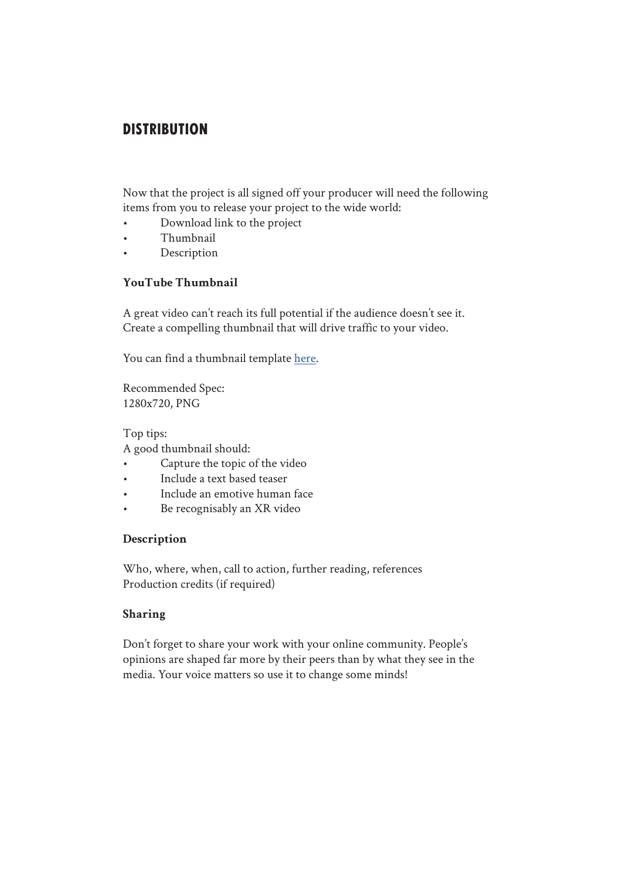## DISTRIBUTION

Now that the project is all signed off your producer will need the following items from you to release your project to the wide world:

- Download link to the project
- Thumbnail
- Description

### YouTube Thumbnail

A great video can't reach its full potential if the audience doesn't see it. Create a compelling thumbnail that will drive traffic to your video.

You can find a thumbnail template here.

Recommended Spec:
1280x720, PNG

Top tips:
A good thumbnail should:

- Capture the topic of the video
- Include a text based teaser
- Include an emotive human face
- Be recognisably an XR video

### Description

Who, where, when, call to action, further reading, references
Production credits (if required)

### Sharing

Don't forget to share your work with your online community. People's opinions are shaped far more by their peers than by what they see in the media. Your voice matters so use it to change some minds!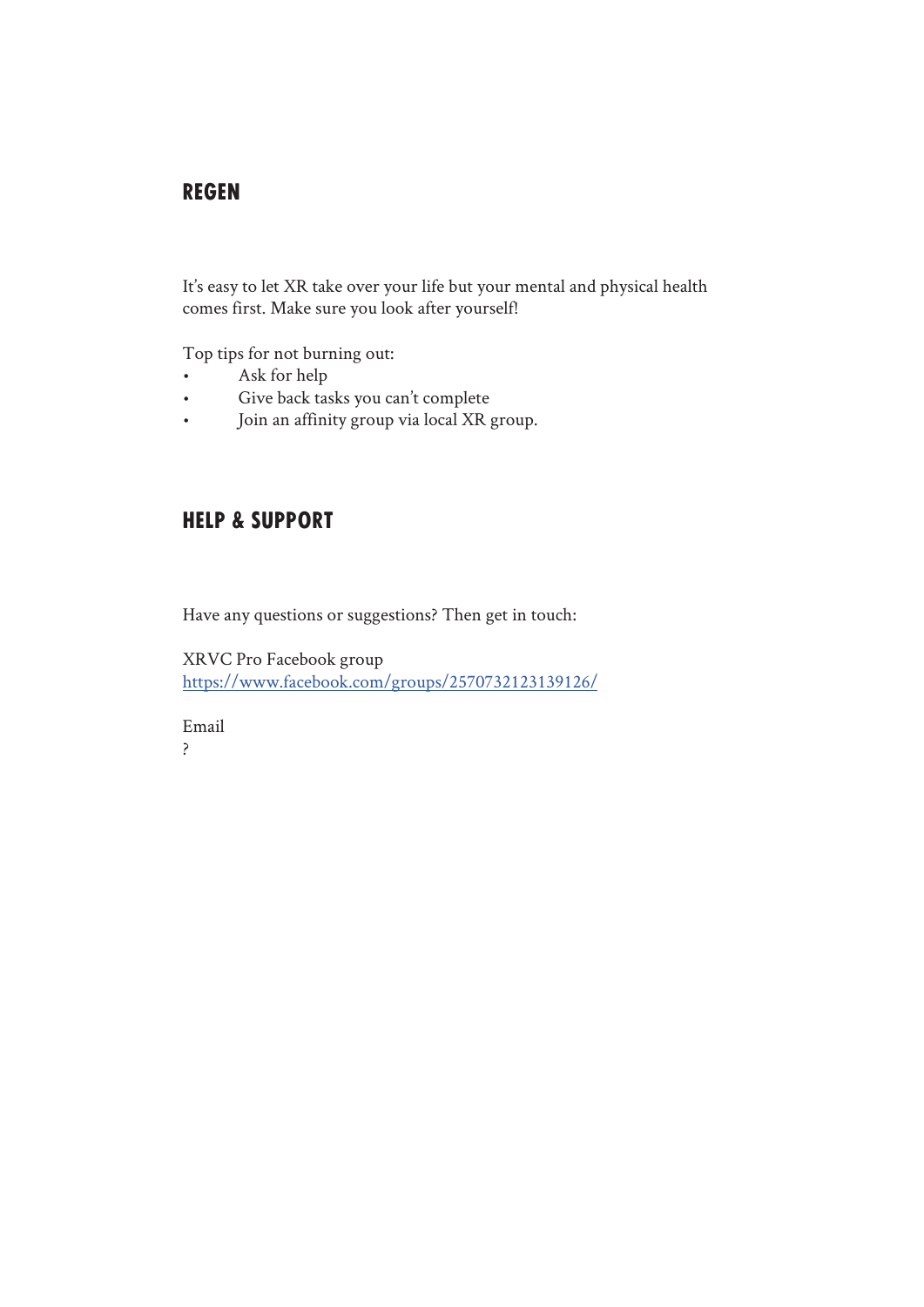## REGEN

It's easy to let XR take over your life but your mental and physical health comes first. Make sure you look after yourself!

Top tips for not burning out:

- Ask for help
- Give back tasks you can't complete
- Join an affinity group via local XR group.

## HELP & SUPPORT

Have any questions or suggestions? Then get in touch:

XRVC Pro Facebook group
[https://www.facebook.com/groups/2570732123139126/](https://www.facebook.com/groups/2570732123139126/)

Email
?